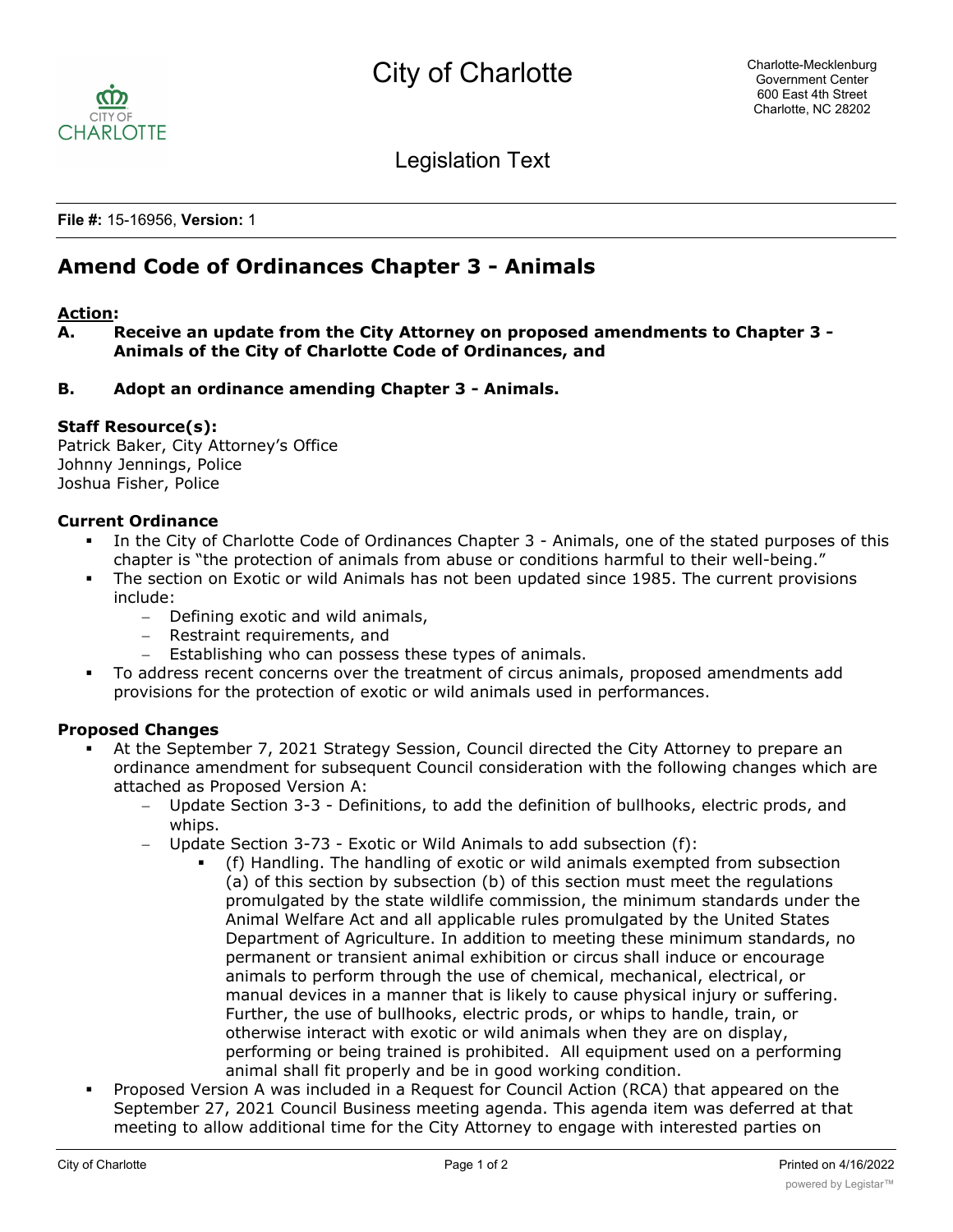# City of Charlotte

Charlotte-Mecklenburg Government Center
600 East 4th Street
Charlotte, NC 28202

Legislation Text

**File #:** 15-16956, **Version:** 1

## Amend Code of Ordinances Chapter 3 - Animals

**Action:**

**A. Receive an update from the City Attorney on proposed amendments to Chapter 3 - Animals of the City of Charlotte Code of Ordinances, and**

**B. Adopt an ordinance amending Chapter 3 - Animals.**

**Staff Resource(s):**
Patrick Baker, City Attorney's Office
Johnny Jennings, Police
Joshua Fisher, Police

**Current Ordinance**

- In the City of Charlotte Code of Ordinances Chapter 3 - Animals, one of the stated purposes of this chapter is "the protection of animals from abuse or conditions harmful to their well-being."
- The section on Exotic or wild Animals has not been updated since 1985. The current provisions include:
  - Defining exotic and wild animals,
  - Restraint requirements, and
  - Establishing who can possess these types of animals.
- To address recent concerns over the treatment of circus animals, proposed amendments add provisions for the protection of exotic or wild animals used in performances.

**Proposed Changes**

- At the September 7, 2021 Strategy Session, Council directed the City Attorney to prepare an ordinance amendment for subsequent Council consideration with the following changes which are attached as Proposed Version A:
  - Update Section 3-3 - Definitions, to add the definition of bullhooks, electric prods, and whips.
  - Update Section 3-73 - Exotic or Wild Animals to add subsection (f):
    - (f) Handling. The handling of exotic or wild animals exempted from subsection (a) of this section by subsection (b) of this section must meet the regulations promulgated by the state wildlife commission, the minimum standards under the Animal Welfare Act and all applicable rules promulgated by the United States Department of Agriculture. In addition to meeting these minimum standards, no permanent or transient animal exhibition or circus shall induce or encourage animals to perform through the use of chemical, mechanical, electrical, or manual devices in a manner that is likely to cause physical injury or suffering. Further, the use of bullhooks, electric prods, or whips to handle, train, or otherwise interact with exotic or wild animals when they are on display, performing or being trained is prohibited. All equipment used on a performing animal shall fit properly and be in good working condition.
- Proposed Version A was included in a Request for Council Action (RCA) that appeared on the September 27, 2021 Council Business meeting agenda. This agenda item was deferred at that meeting to allow additional time for the City Attorney to engage with interested parties on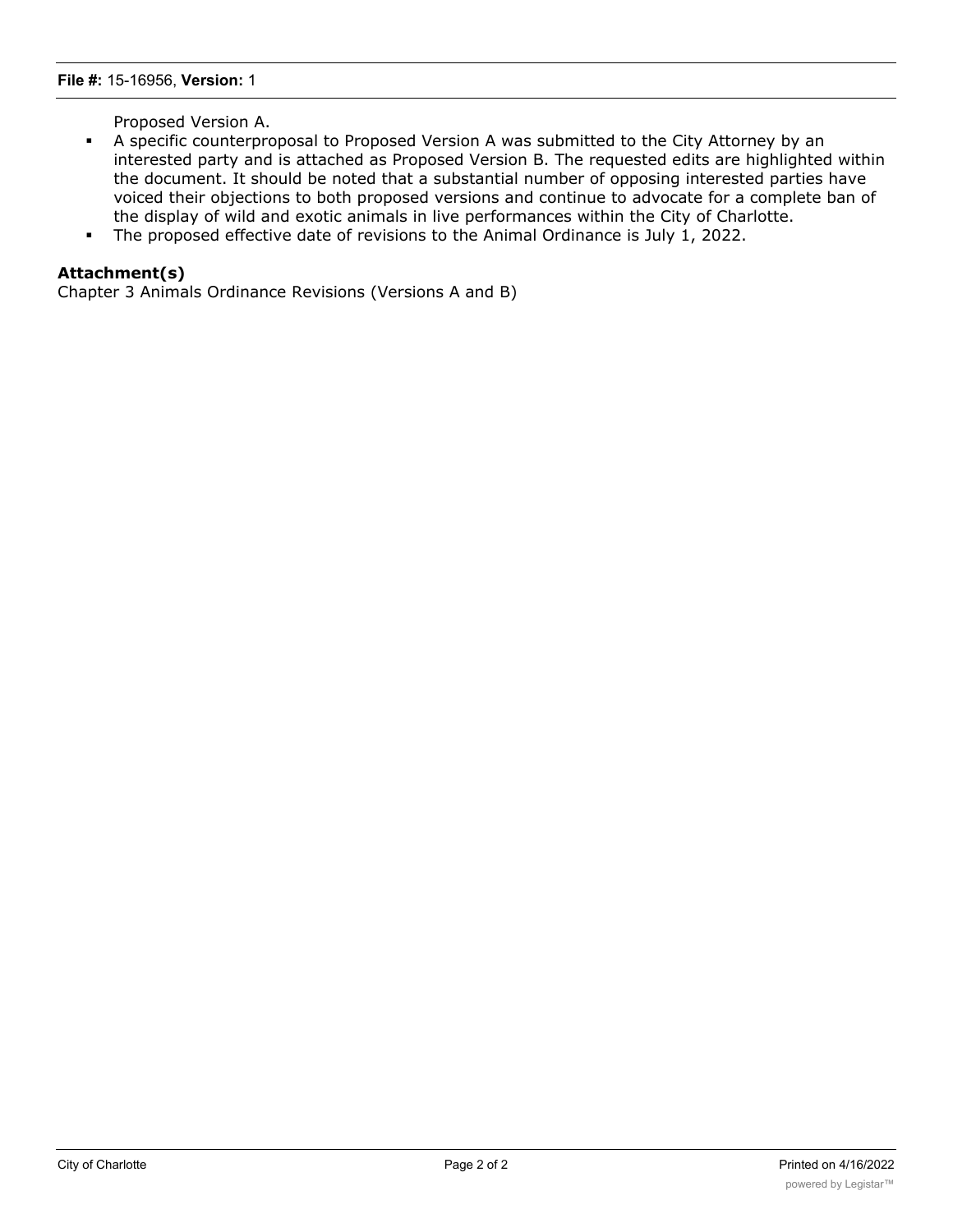Proposed Version A.

- A specific counterproposal to Proposed Version A was submitted to the City Attorney by an interested party and is attached as Proposed Version B. The requested edits are highlighted within the document. It should be noted that a substantial number of opposing interested parties have voiced their objections to both proposed versions and continue to advocate for a complete ban of the display of wild and exotic animals in live performances within the City of Charlotte.
- The proposed effective date of revisions to the Animal Ordinance is July 1, 2022.

**Attachment(s)**

Chapter 3 Animals Ordinance Revisions (Versions A and B)